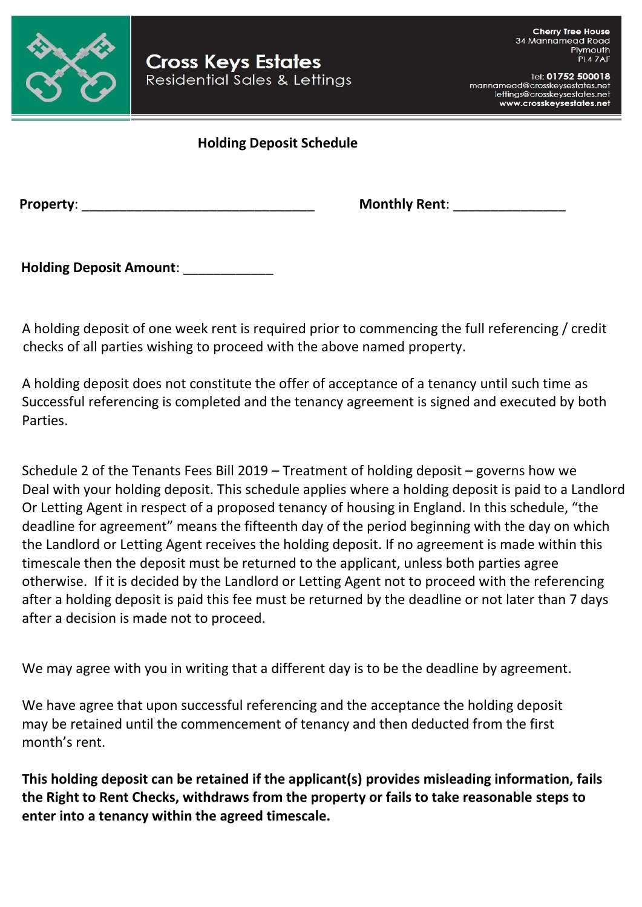**Cross Keys Estates**
Residential Sales & Lettings

Cherry Tree House
34 Mannamead Road
Plymouth
PL4 7AF

Tel: **01752 500018**
mannamead@crosskeysestates.net
lettings@crosskeysestates.net
**www.crosskeysestates.net**

## Holding Deposit Schedule

**Property**: ________________________________ **Monthly Rent**: _______________

**Holding Deposit Amount**: ____________

A holding deposit of one week rent is required prior to commencing the full referencing / credit checks of all parties wishing to proceed with the above named property.

A holding deposit does not constitute the offer of acceptance of a tenancy until such time as Successful referencing is completed and the tenancy agreement is signed and executed by both Parties.

Schedule 2 of the Tenants Fees Bill 2019 – Treatment of holding deposit – governs how we Deal with your holding deposit. This schedule applies where a holding deposit is paid to a Landlord Or Letting Agent in respect of a proposed tenancy of housing in England. In this schedule, "the deadline for agreement" means the fifteenth day of the period beginning with the day on which the Landlord or Letting Agent receives the holding deposit. If no agreement is made within this timescale then the deposit must be returned to the applicant, unless both parties agree otherwise. If it is decided by the Landlord or Letting Agent not to proceed with the referencing after a holding deposit is paid this fee must be returned by the deadline or not later than 7 days after a decision is made not to proceed.

We may agree with you in writing that a different day is to be the deadline by agreement.

We have agree that upon successful referencing and the acceptance the holding deposit may be retained until the commencement of tenancy and then deducted from the first month's rent.

**This holding deposit can be retained if the applicant(s) provides misleading information, fails the Right to Rent Checks, withdraws from the property or fails to take reasonable steps to enter into a tenancy within the agreed timescale.**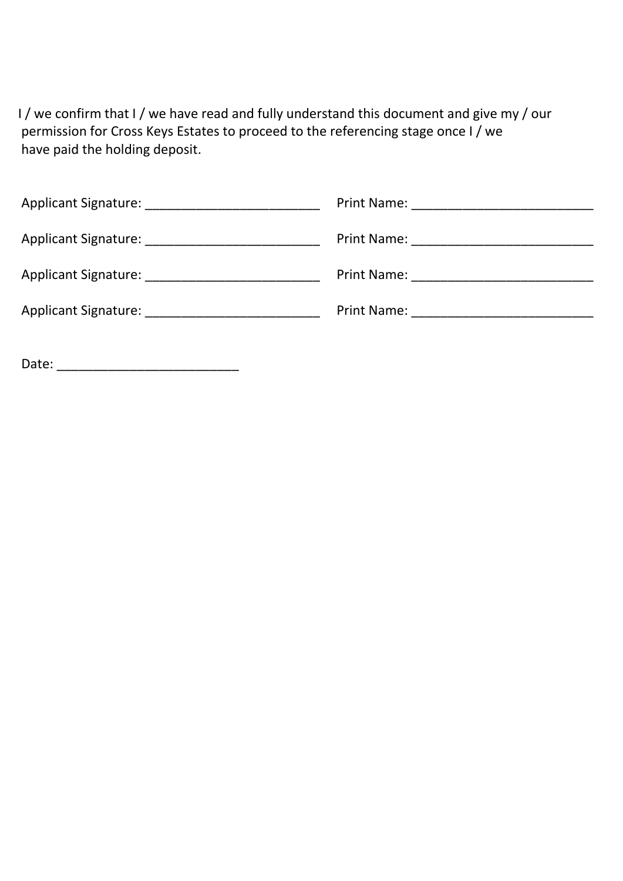I / we confirm that I / we have read and fully understand this document and give my / our permission for Cross Keys Estates to proceed to the referencing stage once I / we have paid the holding deposit.

Applicant Signature: ________________________ Print Name: _________________________

Applicant Signature: ________________________ Print Name: _________________________

Applicant Signature: ________________________ Print Name: _________________________

Applicant Signature: ________________________ Print Name: _________________________

Date: _________________________